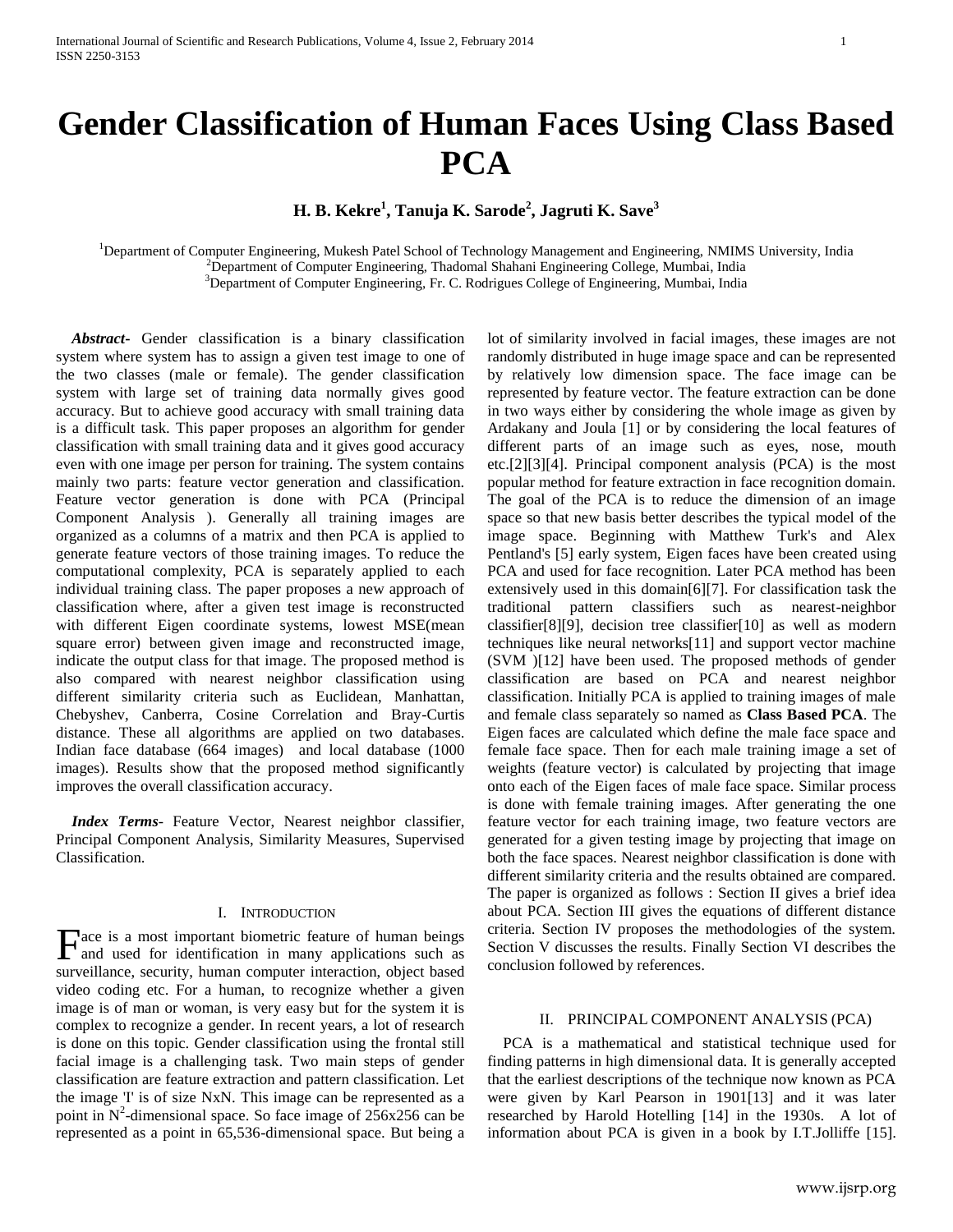# Gender Classification of Human Faces Using Class Based PCA

**H. B. Kekre[1], Tanuja K. Sarode[2], Jagruti K. Save[3]**

[1]Department of Computer Engineering, Mukesh Patel School of Technology Management and Engineering, NMIMS University, India
[2]Department of Computer Engineering, Thadomal Shahani Engineering College, Mumbai, India
[3]Department of Computer Engineering, Fr. C. Rodrigues College of Engineering, Mumbai, India

***Abstract*-** Gender classification is a binary classification system where system has to assign a given test image to one of the two classes (male or female). The gender classification system with large set of training data normally gives good accuracy. But to achieve good accuracy with small training data is a difficult task. This paper proposes an algorithm for gender classification with small training data and it gives good accuracy even with one image per person for training. The system contains mainly two parts: feature vector generation and classification. Feature vector generation is done with PCA (Principal Component Analysis ). Generally all training images are organized as a columns of a matrix and then PCA is applied to generate feature vectors of those training images. To reduce the computational complexity, PCA is separately applied to each individual training class. The paper proposes a new approach of classification where, after a given test image is reconstructed with different Eigen coordinate systems, lowest MSE(mean square error) between given image and reconstructed image, indicate the output class for that image. The proposed method is also compared with nearest neighbor classification using different similarity criteria such as Euclidean, Manhattan, Chebyshev, Canberra, Cosine Correlation and Bray-Curtis distance. These all algorithms are applied on two databases. Indian face database (664 images) and local database (1000 images). Results show that the proposed method significantly improves the overall classification accuracy.

***Index Terms*-** Feature Vector, Nearest neighbor classifier, Principal Component Analysis, Similarity Measures, Supervised Classification.

## I. Introduction

Face is a most important biometric feature of human beings and used for identification in many applications such as surveillance, security, human computer interaction, object based video coding etc. For a human, to recognize whether a given image is of man or woman, is very easy but for the system it is complex to recognize a gender. In recent years, a lot of research is done on this topic. Gender classification using the frontal still facial image is a challenging task. Two main steps of gender classification are feature extraction and pattern classification. Let the image 'I' is of size NxN. This image can be represented as a point in $N^2$-dimensional space. So face image of 256x256 can be represented as a point in 65,536-dimensional space. But being a lot of similarity involved in facial images, these images are not randomly distributed in huge image space and can be represented by relatively low dimension space. The face image can be represented by feature vector. The feature extraction can be done in two ways either by considering the whole image as given by Ardakany and Joula [1] or by considering the local features of different parts of an image such as eyes, nose, mouth etc.[2][3][4]. Principal component analysis (PCA) is the most popular method for feature extraction in face recognition domain. The goal of the PCA is to reduce the dimension of an image space so that new basis better describes the typical model of the image space. Beginning with Matthew Turk's and Alex Pentland's [5] early system, Eigen faces have been created using PCA and used for face recognition. Later PCA method has been extensively used in this domain[6][7]. For classification task the traditional pattern classifiers such as nearest-neighbor classifier[8][9], decision tree classifier[10] as well as modern techniques like neural networks[11] and support vector machine (SVM )[12] have been used. The proposed methods of gender classification are based on PCA and nearest neighbor classification. Initially PCA is applied to training images of male and female class separately so named as **Class Based PCA**. The Eigen faces are calculated which define the male face space and female face space. Then for each male training image a set of weights (feature vector) is calculated by projecting that image onto each of the Eigen faces of male face space. Similar process is done with female training images. After generating the one feature vector for each training image, two feature vectors are generated for a given testing image by projecting that image on both the face spaces. Nearest neighbor classification is done with different similarity criteria and the results obtained are compared. The paper is organized as follows : Section II gives a brief idea about PCA. Section III gives the equations of different distance criteria. Section IV proposes the methodologies of the system. Section V discusses the results. Finally Section VI describes the conclusion followed by references.

## II. Principal Component Analysis (PCA)

PCA is a mathematical and statistical technique used for finding patterns in high dimensional data. It is generally accepted that the earliest descriptions of the technique now known as PCA were given by Karl Pearson in 1901[13] and it was later researched by Harold Hotelling [14] in the 1930s. A lot of information about PCA is given in a book by I.T.Jolliffe [15].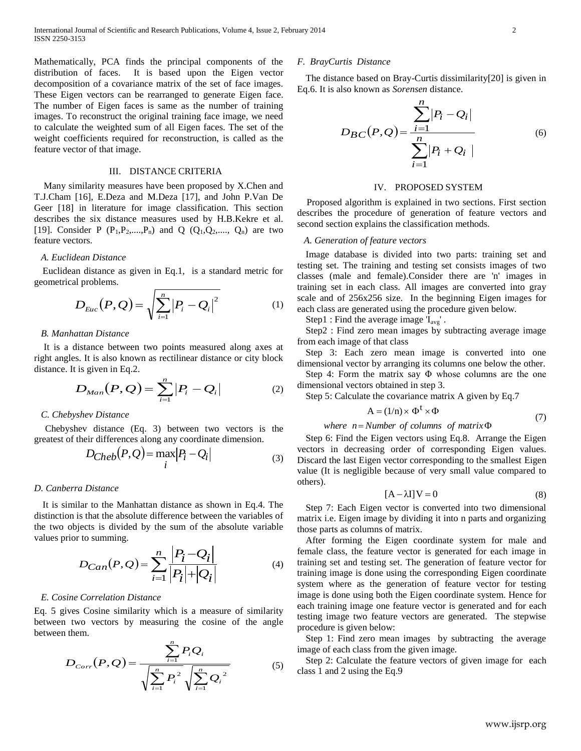Mathematically, PCA finds the principal components of the distribution of faces. It is based upon the Eigen vector decomposition of a covariance matrix of the set of face images. These Eigen vectors can be rearranged to generate Eigen face. The number of Eigen faces is same as the number of training images. To reconstruct the original training face image, we need to calculate the weighted sum of all Eigen faces. The set of the weight coefficients required for reconstruction, is called as the feature vector of that image.

## III. DISTANCE CRITERIA

Many similarity measures have been proposed by X.Chen and T.J.Cham [16], E.Deza and M.Deza [17], and John P.Van De Geer [18] in literature for image classification. This section describes the six distance measures used by H.B.Kekre et al. [19]. Consider P $(P_1,P_2,....,P_n)$ and Q $(Q_1,Q_2,...., Q_n)$ are two feature vectors.

### *A. Euclidean Distance*

Euclidean distance as given in Eq.1, is a standard metric for geometrical problems.

$$D_{Euc}(P,Q) = \sqrt{\sum_{i=1}^{n} |P_i - Q_i|^2} \tag{1}$$

### *B. Manhattan Distance*

It is a distance between two points measured along axes at right angles. It is also known as rectilinear distance or city block distance. It is given in Eq.2.

$$D_{Man}(P,Q) = \sum_{i=1}^{n} |P_i - Q_i| \tag{2}$$

### *C. Chebyshev Distance*

Chebyshev distance (Eq. 3) between two vectors is the greatest of their differences along any coordinate dimension.

$$D_{Cheb}(P,Q) = \max_{i} |P_i - Q_i| \tag{3}$$

### *D. Canberra Distance*

It is similar to the Manhattan distance as shown in Eq.4. The distinction is that the absolute difference between the variables of the two objects is divided by the sum of the absolute variable values prior to summing.

$$D_{Can}(P,Q) = \sum_{i=1}^{n} \frac{|P_i - Q_i|}{|P_i| + |Q_i|} \tag{4}$$

### *E. Cosine Correlation Distance*

Eq. 5 gives Cosine similarity which is a measure of similarity between two vectors by measuring the cosine of the angle between them.

$$D_{Corr}(P,Q) = \frac{\sum_{i=1}^{n} P_i Q_i}{\sqrt{\sum_{i=1}^{n} P_i^2} \sqrt{\sum_{i=1}^{n} Q_i^2}} \tag{5}$$

### *F. BrayCurtis Distance*

The distance based on Bray-Curtis dissimilarity[20] is given in Eq.6. It is also known as *Sorensen* distance.

$$D_{BC}(P,Q) = \frac{\sum_{i=1}^{n} |P_i - Q_i|}{\sum_{i=1}^{n} |P_i + Q_i|} \tag{6}$$

## IV. PROPOSED SYSTEM

Proposed algorithm is explained in two sections. First section describes the procedure of generation of feature vectors and second section explains the classification methods.

### *A. Generation of feature vectors*

Image database is divided into two parts: training set and testing set. The training and testing set consists images of two classes (male and female).Consider there are 'n' images in training set in each class. All images are converted into gray scale and of 256x256 size. In the beginning Eigen images for each class are generated using the procedure given below.

Step1 : Find the average image '$I_{avg}$' .

Step2 : Find zero mean images by subtracting average image from each image of that class

Step 3: Each zero mean image is converted into one dimensional vector by arranging its columns one below the other.

Step 4: Form the matrix say $\Phi$ whose columns are the one dimensional vectors obtained in step 3.

Step 5: Calculate the covariance matrix A given by Eq.7

$$A = (1/n) \times \Phi^t \times \Phi$$
$$where \;\; n = Number \;\; of \;\; columns \;\; of \;\; matrix \, \Phi \tag{7}$$

Step 6: Find the Eigen vectors using Eq.8. Arrange the Eigen vectors in decreasing order of corresponding Eigen values. Discard the last Eigen vector corresponding to the smallest Eigen value (It is negligible because of very small value compared to others).

$$[A - \lambda I]V = 0 \tag{8}$$

Step 7: Each Eigen vector is converted into two dimensional matrix i.e. Eigen image by dividing it into n parts and organizing those parts as columns of matrix.

After forming the Eigen coordinate system for male and female class, the feature vector is generated for each image in training set and testing set. The generation of feature vector for training image is done using the corresponding Eigen coordinate system where as the generation of feature vector for testing image is done using both the Eigen coordinate system. Hence for each training image one feature vector is generated and for each testing image two feature vectors are generated. The stepwise procedure is given below:

Step 1: Find zero mean images by subtracting the average image of each class from the given image.

Step 2: Calculate the feature vectors of given image for each class 1 and 2 using the Eq.9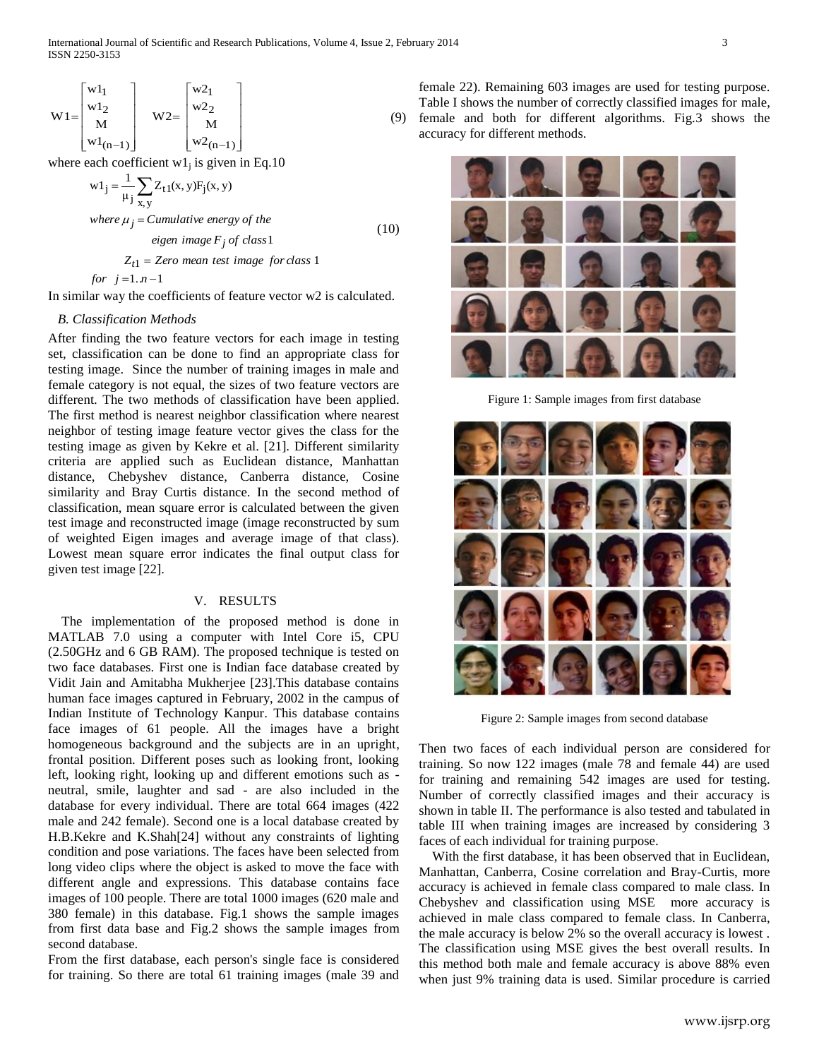$$W1 = \begin{bmatrix} w1_1 \\ w1_2 \\ M \\ w1_{(n-1)} \end{bmatrix} \quad W2 = \begin{bmatrix} w2_1 \\ w2_2 \\ M \\ w2_{(n-1)} \end{bmatrix} \tag{9}$$

where each coefficient $w1_j$ is given in Eq.10

$$w1_j = \frac{1}{\mu_j} \sum_{x,y} Z_{t1}(x,y) F_j(x,y)$$

$$\text{where } \mu_j = \text{Cumulative energy of the eigen image } F_j \text{ of class } 1 \tag{10}$$

$$Z_{t1} = \text{Zero mean test image for class } 1$$

$$\text{for } j = 1.n-1$$

In similar way the coefficients of feature vector w2 is calculated.

### *B. Classification Methods*

After finding the two feature vectors for each image in testing set, classification can be done to find an appropriate class for testing image. Since the number of training images in male and female category is not equal, the sizes of two feature vectors are different. The two methods of classification have been applied. The first method is nearest neighbor classification where nearest neighbor of testing image feature vector gives the class for the testing image as given by Kekre et al. [21]. Different similarity criteria are applied such as Euclidean distance, Manhattan distance, Chebyshev distance, Canberra distance, Cosine similarity and Bray Curtis distance. In the second method of classification, mean square error is calculated between the given test image and reconstructed image (image reconstructed by sum of weighted Eigen images and average image of that class). Lowest mean square error indicates the final output class for given test image [22].

## V. RESULTS

The implementation of the proposed method is done in MATLAB 7.0 using a computer with Intel Core i5, CPU (2.50GHz and 6 GB RAM). The proposed technique is tested on two face databases. First one is Indian face database created by Vidit Jain and Amitabha Mukherjee [23].This database contains human face images captured in February, 2002 in the campus of Indian Institute of Technology Kanpur. This database contains face images of 61 people. All the images have a bright homogeneous background and the subjects are in an upright, frontal position. Different poses such as looking front, looking left, looking right, looking up and different emotions such as - neutral, smile, laughter and sad - are also included in the database for every individual. There are total 664 images (422 male and 242 female). Second one is a local database created by H.B.Kekre and K.Shah[24] without any constraints of lighting condition and pose variations. The faces have been selected from long video clips where the object is asked to move the face with different angle and expressions. This database contains face images of 100 people. There are total 1000 images (620 male and 380 female) in this database. Fig.1 shows the sample images from first data base and Fig.2 shows the sample images from second database.

From the first database, each person's single face is considered for training. So there are total 61 training images (male 39 and female 22). Remaining 603 images are used for testing purpose. Table I shows the number of correctly classified images for male, female and both for different algorithms. Fig.3 shows the accuracy for different methods.

Figure 1: Sample images from first database

Figure 2: Sample images from second database

Then two faces of each individual person are considered for training. So now 122 images (male 78 and female 44) are used for training and remaining 542 images are used for testing. Number of correctly classified images and their accuracy is shown in table II. The performance is also tested and tabulated in table III when training images are increased by considering 3 faces of each individual for training purpose.

With the first database, it has been observed that in Euclidean, Manhattan, Canberra, Cosine correlation and Bray-Curtis, more accuracy is achieved in female class compared to male class. In Chebyshev and classification using MSE more accuracy is achieved in male class compared to female class. In Canberra, the male accuracy is below 2% so the overall accuracy is lowest . The classification using MSE gives the best overall results. In this method both male and female accuracy is above 88% even when just 9% training data is used. Similar procedure is carried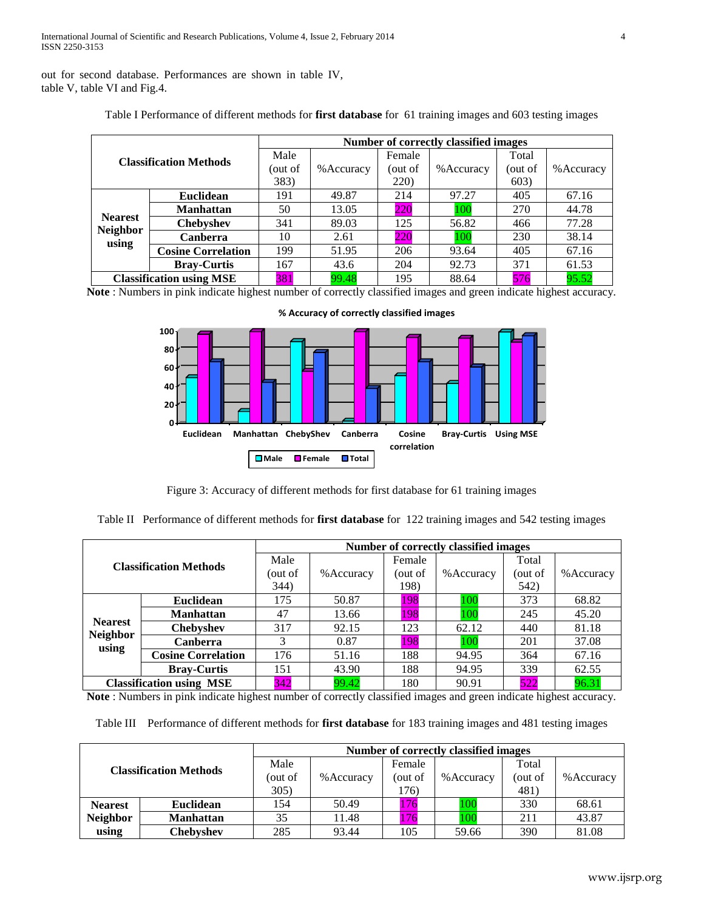out for second database. Performances are shown in table IV, table V, table VI and Fig.4.

Table I Performance of different methods for **first database** for 61 training images and 603 testing images

| Classification Methods | | Number of correctly classified images | | | | | |
|---|---|---|---|---|---|---|---|
| | | Male (out of 383) | %Accuracy | Female (out of 220) | %Accuracy | Total (out of 603) | %Accuracy |
| Nearest Neighbor using | **Euclidean** | 191 | 49.87 | 214 | 97.27 | 405 | 67.16 |
| | **Manhattan** | 50 | 13.05 | 220 | 100 | 270 | 44.78 |
| | **Chebyshev** | 341 | 89.03 | 125 | 56.82 | 466 | 77.28 |
| | **Canberra** | 10 | 2.61 | 220 | 100 | 230 | 38.14 |
| | **Cosine Correlation** | 199 | 51.95 | 206 | 93.64 | 405 | 67.16 |
| | **Bray-Curtis** | 167 | 43.6 | 204 | 92.73 | 371 | 61.53 |
| **Classification using MSE** | | 381 | 99.48 | 195 | 88.64 | 576 | 95.52 |

**Note** : Numbers in pink indicate highest number of correctly classified images and green indicate highest accuracy.

Figure 3: Accuracy of different methods for first database for 61 training images

Table II Performance of different methods for **first database** for 122 training images and 542 testing images

| Classification Methods | | Number of correctly classified images | | | | | |
|---|---|---|---|---|---|---|---|
| | | Male (out of 344) | %Accuracy | Female (out of 198) | %Accuracy | Total (out of 542) | %Accuracy |
| Nearest Neighbor using | **Euclidean** | 175 | 50.87 | 198 | 100 | 373 | 68.82 |
| | **Manhattan** | 47 | 13.66 | 198 | 100 | 245 | 45.20 |
| | **Chebyshev** | 317 | 92.15 | 123 | 62.12 | 440 | 81.18 |
| | **Canberra** | 3 | 0.87 | 198 | 100 | 201 | 37.08 |
| | **Cosine Correlation** | 176 | 51.16 | 188 | 94.95 | 364 | 67.16 |
| | **Bray-Curtis** | 151 | 43.90 | 188 | 94.95 | 339 | 62.55 |
| **Classification using MSE** | | 342 | 99.42 | 180 | 90.91 | 522 | 96.31 |

**Note** : Numbers in pink indicate highest number of correctly classified images and green indicate highest accuracy.

Table III Performance of different methods for **first database** for 183 training images and 481 testing images

| Classification Methods | | Number of correctly classified images | | | | | |
|---|---|---|---|---|---|---|---|
| | | Male (out of 305) | %Accuracy | Female (out of 176) | %Accuracy | Total (out of 481) | %Accuracy |
| Nearest Neighbor using | **Euclidean** | 154 | 50.49 | 176 | 100 | 330 | 68.61 |
| | **Manhattan** | 35 | 11.48 | 176 | 100 | 211 | 43.87 |
| | **Chebyshev** | 285 | 93.44 | 105 | 59.66 | 390 | 81.08 |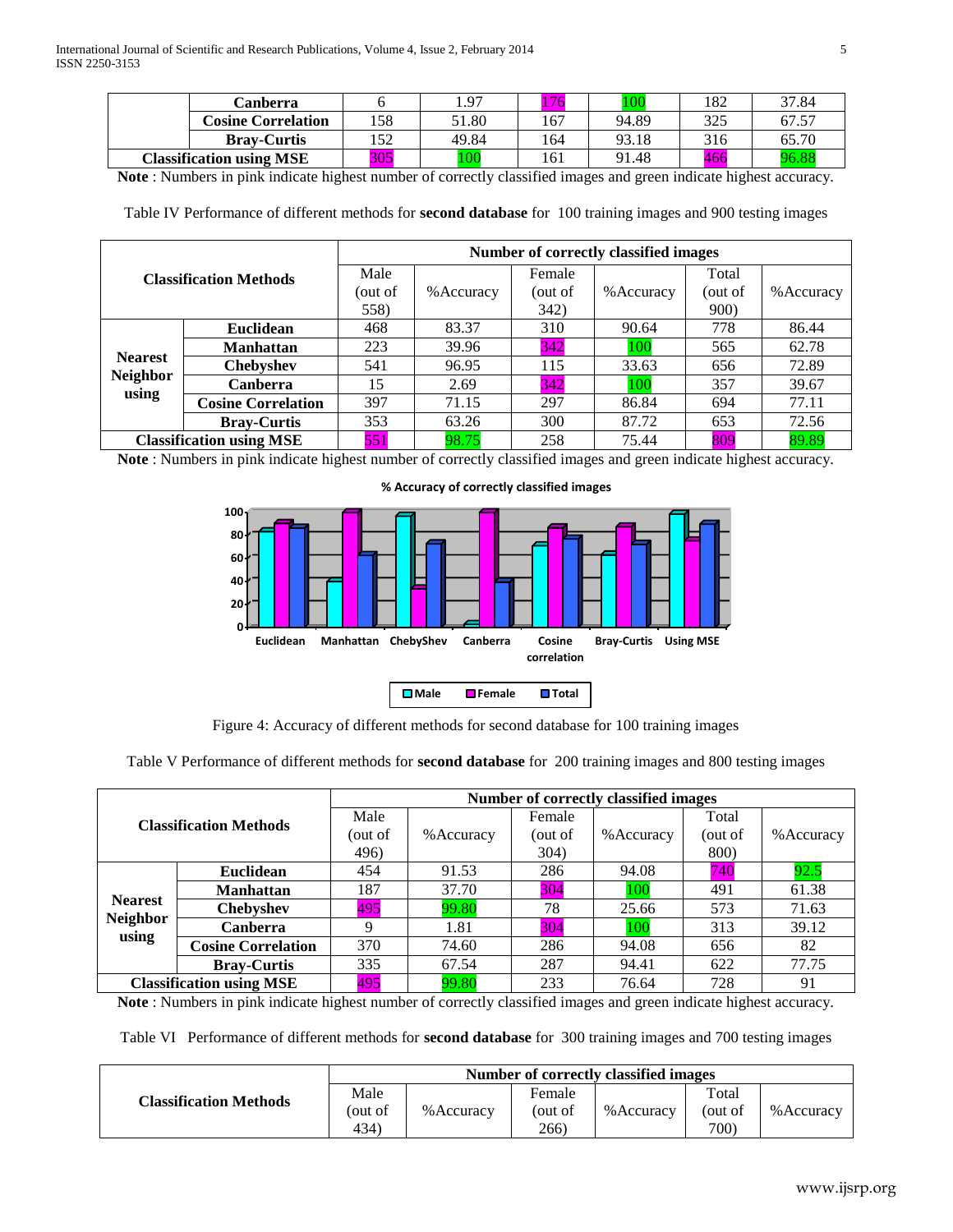| | | | | | | | |
|---|---|---|---|---|---|---|---|
| | Canberra | 6 | 1.97 | 176 | 100 | 182 | 37.84 |
| | Cosine Correlation | 158 | 51.80 | 167 | 94.89 | 325 | 67.57 |
| | Bray-Curtis | 152 | 49.84 | 164 | 93.18 | 316 | 65.70 |
| Classification using MSE | | 305 | 100 | 161 | 91.48 | 466 | 96.88 |

**Note** : Numbers in pink indicate highest number of correctly classified images and green indicate highest accuracy.

Table IV Performance of different methods for **second database** for 100 training images and 900 testing images

| Classification Methods | | Number of correctly classified images | | | | | |
|---|---|---|---|---|---|---|---|
| | | Male (out of 558) | %Accuracy | Female (out of 342) | %Accuracy | Total (out of 900) | %Accuracy |
| Nearest Neighbor using | Euclidean | 468 | 83.37 | 310 | 90.64 | 778 | 86.44 |
| | Manhattan | 223 | 39.96 | 342 | 100 | 565 | 62.78 |
| | Chebyshev | 541 | 96.95 | 115 | 33.63 | 656 | 72.89 |
| | Canberra | 15 | 2.69 | 342 | 100 | 357 | 39.67 |
| | Cosine Correlation | 397 | 71.15 | 297 | 86.84 | 694 | 77.11 |
| | Bray-Curtis | 353 | 63.26 | 300 | 87.72 | 653 | 72.56 |
| Classification using MSE | | 551 | 98.75 | 258 | 75.44 | 809 | 89.89 |

**Note** : Numbers in pink indicate highest number of correctly classified images and green indicate highest accuracy.

Figure 4: Accuracy of different methods for second database for 100 training images

Table V Performance of different methods for **second database** for 200 training images and 800 testing images

| Classification Methods | | Number of correctly classified images | | | | | |
|---|---|---|---|---|---|---|---|
| | | Male (out of 496) | %Accuracy | Female (out of 304) | %Accuracy | Total (out of 800) | %Accuracy |
| Nearest Neighbor using | Euclidean | 454 | 91.53 | 286 | 94.08 | 740 | 92.5 |
| | Manhattan | 187 | 37.70 | 304 | 100 | 491 | 61.38 |
| | Chebyshev | 495 | 99.80 | 78 | 25.66 | 573 | 71.63 |
| | Canberra | 9 | 1.81 | 304 | 100 | 313 | 39.12 |
| | Cosine Correlation | 370 | 74.60 | 286 | 94.08 | 656 | 82 |
| | Bray-Curtis | 335 | 67.54 | 287 | 94.41 | 622 | 77.75 |
| Classification using MSE | | 495 | 99.80 | 233 | 76.64 | 728 | 91 |

**Note** : Numbers in pink indicate highest number of correctly classified images and green indicate highest accuracy.

Table VI Performance of different methods for **second database** for 300 training images and 700 testing images

| Classification Methods | Number of correctly classified images | | | | | |
|---|---|---|---|---|---|---|
| | Male (out of 434) | %Accuracy | Female (out of 266) | %Accuracy | Total (out of 700) | %Accuracy |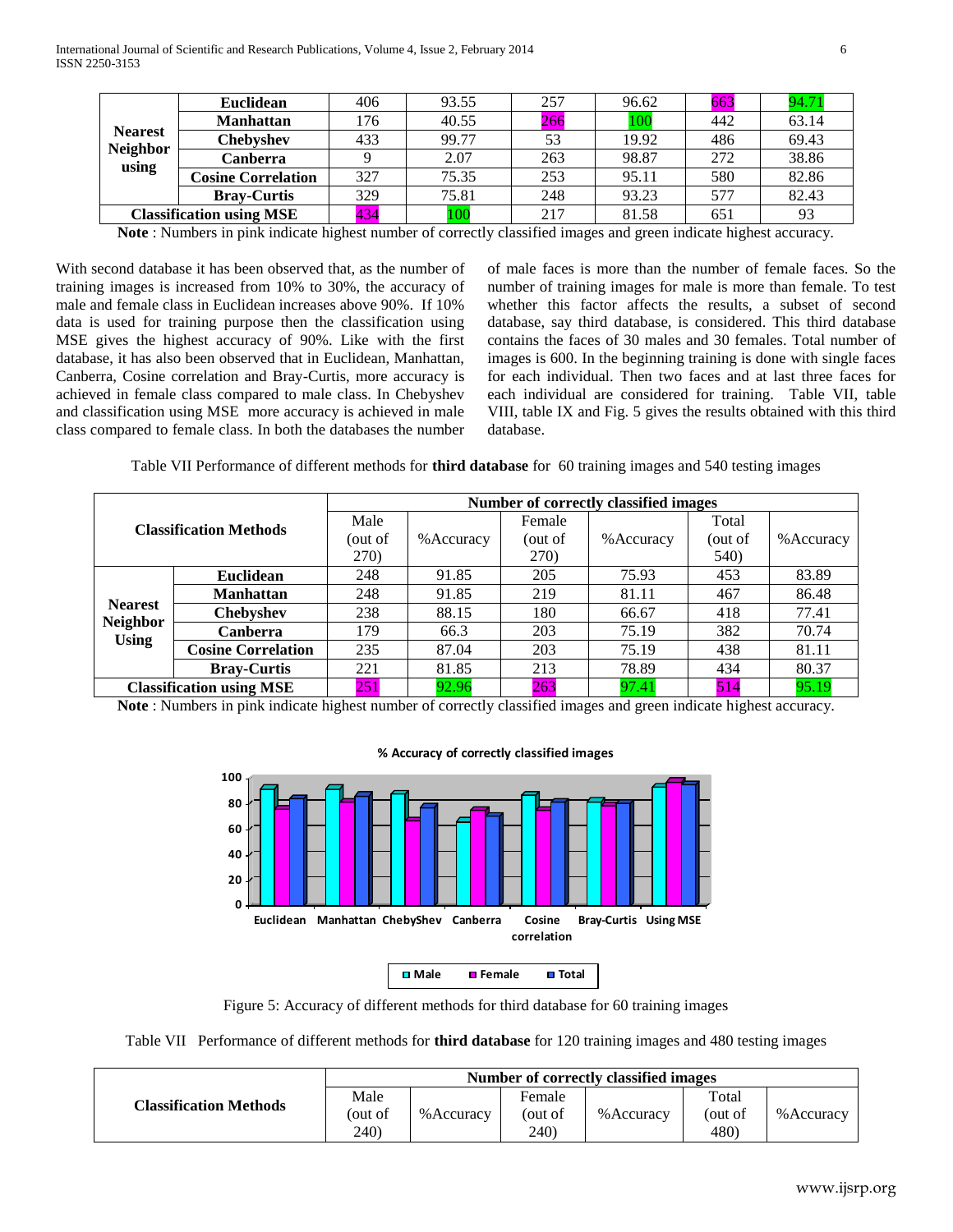| | | | | | | | |
|---|---|---|---|---|---|---|---|
| Nearest Neighbor using | **Euclidean** | 406 | 93.55 | 257 | 96.62 | 663 | 94.71 |
| | **Manhattan** | 176 | 40.55 | 266 | 100 | 442 | 63.14 |
| | **Chebyshev** | 433 | 99.77 | 53 | 19.92 | 486 | 69.43 |
| | **Canberra** | 9 | 2.07 | 263 | 98.87 | 272 | 38.86 |
| | **Cosine Correlation** | 327 | 75.35 | 253 | 95.11 | 580 | 82.86 |
| | **Bray-Curtis** | 329 | 75.81 | 248 | 93.23 | 577 | 82.43 |
| **Classification using MSE** | | 434 | 100 | 217 | 81.58 | 651 | 93 |

**Note** : Numbers in pink indicate highest number of correctly classified images and green indicate highest accuracy.

With second database it has been observed that, as the number of training images is increased from 10% to 30%, the accuracy of male and female class in Euclidean increases above 90%. If 10% data is used for training purpose then the classification using MSE gives the highest accuracy of 90%. Like with the first database, it has also been observed that in Euclidean, Manhattan, Canberra, Cosine correlation and Bray-Curtis, more accuracy is achieved in female class compared to male class. In Chebyshev and classification using MSE more accuracy is achieved in male class compared to female class. In both the databases the number of male faces is more than the number of female faces. So the number of training images for male is more than female. To test whether this factor affects the results, a subset of second database, say third database, is considered. This third database contains the faces of 30 males and 30 females. Total number of images is 600. In the beginning training is done with single faces for each individual. Then two faces and at last three faces for each individual are considered for training. Table VII, table VIII, table IX and Fig. 5 gives the results obtained with this third database.

Table VII Performance of different methods for **third database** for 60 training images and 540 testing images

| **Classification Methods** | | Number of correctly classified images | | | | | |
|---|---|---|---|---|---|---|---|
| | | Male (out of 270) | %Accuracy | Female (out of 270) | %Accuracy | Total (out of 540) | %Accuracy |
| Nearest Neighbor Using | **Euclidean** | 248 | 91.85 | 205 | 75.93 | 453 | 83.89 |
| | **Manhattan** | 248 | 91.85 | 219 | 81.11 | 467 | 86.48 |
| | **Chebyshev** | 238 | 88.15 | 180 | 66.67 | 418 | 77.41 |
| | **Canberra** | 179 | 66.3 | 203 | 75.19 | 382 | 70.74 |
| | **Cosine Correlation** | 235 | 87.04 | 203 | 75.19 | 438 | 81.11 |
| | **Bray-Curtis** | 221 | 81.85 | 213 | 78.89 | 434 | 80.37 |
| **Classification using MSE** | | 251 | 92.96 | 263 | 97.41 | 514 | 95.19 |

**Note** : Numbers in pink indicate highest number of correctly classified images and green indicate highest accuracy.

Figure 5: Accuracy of different methods for third database for 60 training images

Table VII Performance of different methods for **third database** for 120 training images and 480 testing images

| **Classification Methods** | Number of correctly classified images | | | | | |
|---|---|---|---|---|---|---|
| | Male (out of 240) | %Accuracy | Female (out of 240) | %Accuracy | Total (out of 480) | %Accuracy |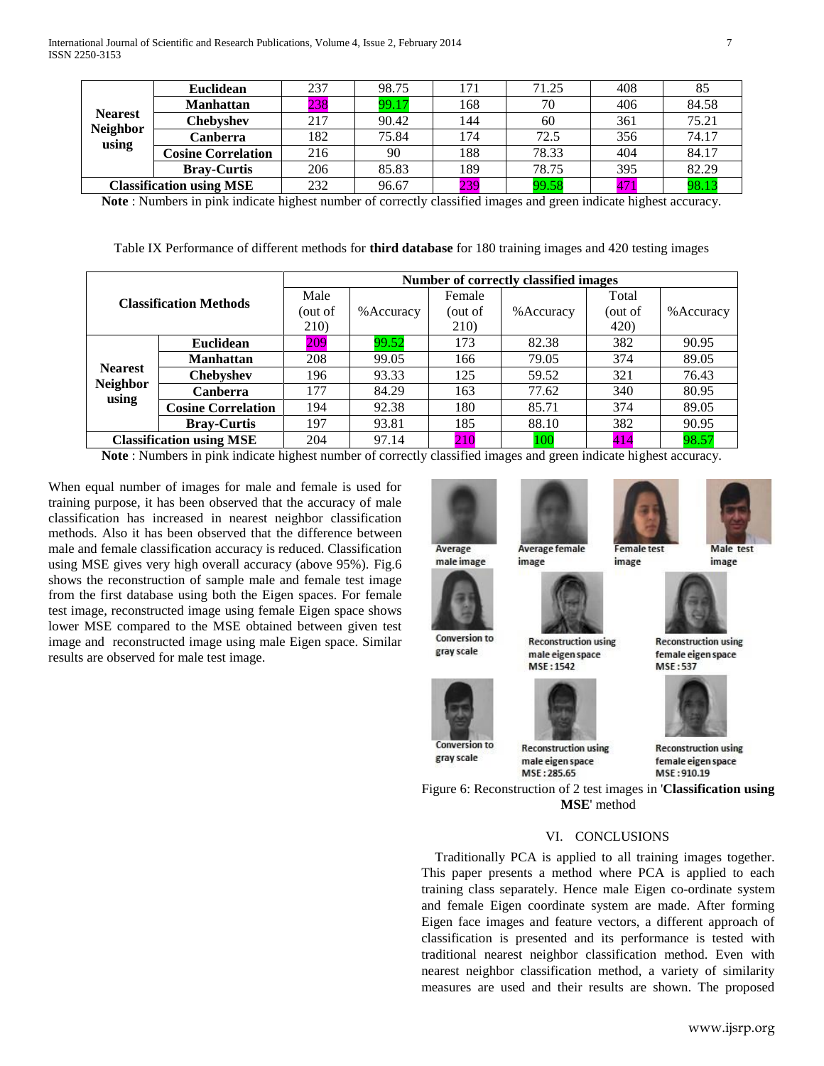| | | | | | | | |
|---|---|---|---|---|---|---|---|
| Nearest Neighbor using | Euclidean | 237 | 98.75 | 171 | 71.25 | 408 | 85 |
| | Manhattan | 238 | 99.17 | 168 | 70 | 406 | 84.58 |
| | Chebyshev | 217 | 90.42 | 144 | 60 | 361 | 75.21 |
| | Canberra | 182 | 75.84 | 174 | 72.5 | 356 | 74.17 |
| | Cosine Correlation | 216 | 90 | 188 | 78.33 | 404 | 84.17 |
| | Bray-Curtis | 206 | 85.83 | 189 | 78.75 | 395 | 82.29 |
| Classification using MSE | | 232 | 96.67 | 239 | 99.58 | 471 | 98.13 |

**Note** : Numbers in pink indicate highest number of correctly classified images and green indicate highest accuracy.

Table IX Performance of different methods for **third database** for 180 training images and 420 testing images

| Classification Methods | | Number of correctly classified images | | | | | |
|---|---|---|---|---|---|---|---|
| | | Male (out of 210) | %Accuracy | Female (out of 210) | %Accuracy | Total (out of 420) | %Accuracy |
| Nearest Neighbor using | Euclidean | 209 | 99.52 | 173 | 82.38 | 382 | 90.95 |
| | Manhattan | 208 | 99.05 | 166 | 79.05 | 374 | 89.05 |
| | Chebyshev | 196 | 93.33 | 125 | 59.52 | 321 | 76.43 |
| | Canberra | 177 | 84.29 | 163 | 77.62 | 340 | 80.95 |
| | Cosine Correlation | 194 | 92.38 | 180 | 85.71 | 374 | 89.05 |
| | Bray-Curtis | 197 | 93.81 | 185 | 88.10 | 382 | 90.95 |
| Classification using MSE | | 204 | 97.14 | 210 | 100 | 414 | 98.57 |

**Note** : Numbers in pink indicate highest number of correctly classified images and green indicate highest accuracy.

When equal number of images for male and female is used for training purpose, it has been observed that the accuracy of male classification has increased in nearest neighbor classification methods. Also it has been observed that the difference between male and female classification accuracy is reduced. Classification using MSE gives very high overall accuracy (above 95%). Fig.6 shows the reconstruction of sample male and female test image from the first database using both the Eigen spaces. For female test image, reconstructed image using female Eigen space shows lower MSE compared to the MSE obtained between given test image and reconstructed image using male Eigen space. Similar results are observed for male test image.

Average male image | Average female image | Female test image | Male test image

Conversion to gray scale | Reconstruction using male eigen space MSE : 1542 | Reconstruction using female eigen space MSE : 537

Conversion to gray scale | Reconstruction using male eigen space MSE : 285.65 | Reconstruction using female eigen space MSE : 910.19

Figure 6: Reconstruction of 2 test images in '**Classification using MSE**' method

## VI. CONCLUSIONS

Traditionally PCA is applied to all training images together. This paper presents a method where PCA is applied to each training class separately. Hence male Eigen co-ordinate system and female Eigen coordinate system are made. After forming Eigen face images and feature vectors, a different approach of classification is presented and its performance is tested with traditional nearest neighbor classification method. Even with nearest neighbor classification method, a variety of similarity measures are used and their results are shown. The proposed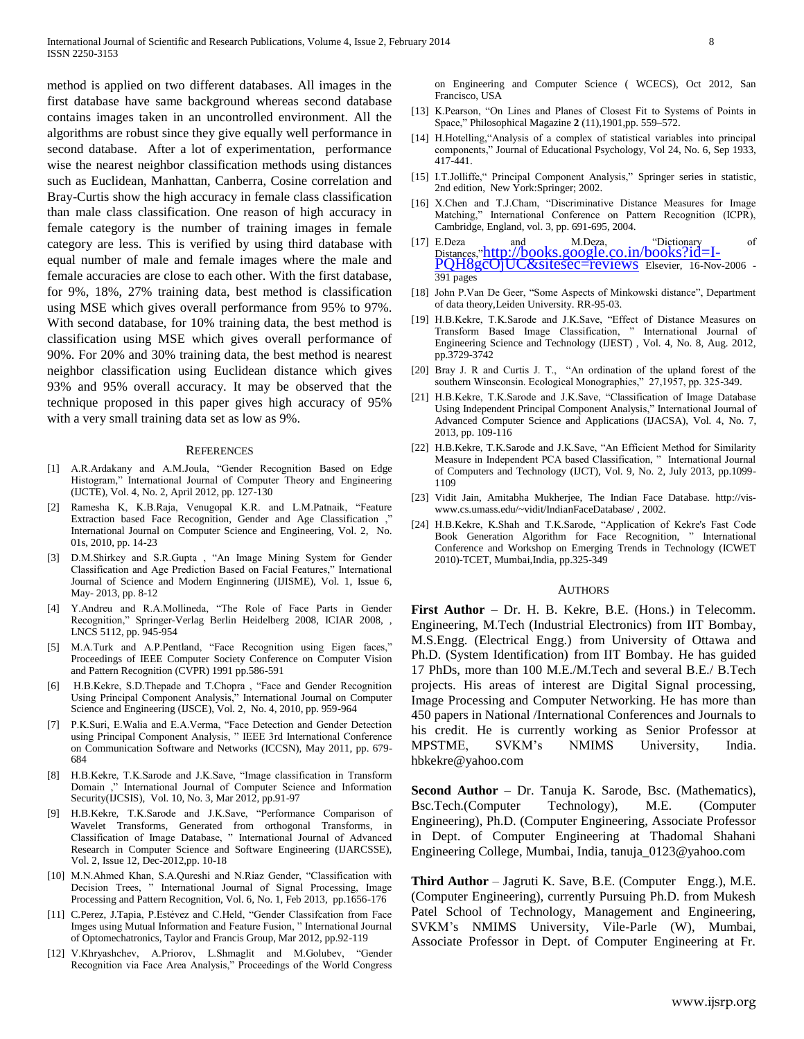method is applied on two different databases. All images in the first database have same background whereas second database contains images taken in an uncontrolled environment. All the algorithms are robust since they give equally well performance in second database. After a lot of experimentation, performance wise the nearest neighbor classification methods using distances such as Euclidean, Manhattan, Canberra, Cosine correlation and Bray-Curtis show the high accuracy in female class classification than male class classification. One reason of high accuracy in female category is the number of training images in female category are less. This is verified by using third database with equal number of male and female images where the male and female accuracies are close to each other. With the first database, for 9%, 18%, 27% training data, best method is classification using MSE which gives overall performance from 95% to 97%. With second database, for 10% training data, the best method is classification using MSE which gives overall performance of 90%. For 20% and 30% training data, the best method is nearest neighbor classification using Euclidean distance which gives 93% and 95% overall accuracy. It may be observed that the technique proposed in this paper gives high accuracy of 95% with a very small training data set as low as 9%.

## REFERENCES

[1] A.R.Ardakany and A.M.Joula, "Gender Recognition Based on Edge Histogram," International Journal of Computer Theory and Engineering (IJCTE), Vol. 4, No. 2, April 2012, pp. 127-130

[2] Ramesha K, K.B.Raja, Venugopal K.R. and L.M.Patnaik, "Feature Extraction based Face Recognition, Gender and Age Classification ," International Journal on Computer Science and Engineering, Vol. 2, No. 01s, 2010, pp. 14-23

[3] D.M.Shirkey and S.R.Gupta , "An Image Mining System for Gender Classification and Age Prediction Based on Facial Features," International Journal of Science and Modern Enginnering (IJISME), Vol. 1, Issue 6, May- 2013, pp. 8-12

[4] Y.Andreu and R.A.Mollineda, "The Role of Face Parts in Gender Recognition," Springer-Verlag Berlin Heidelberg 2008, ICIAR 2008, , LNCS 5112, pp. 945-954

[5] M.A.Turk and A.P.Pentland, "Face Recognition using Eigen faces," Proceedings of IEEE Computer Society Conference on Computer Vision and Pattern Recognition (CVPR) 1991 pp.586-591

[6] H.B.Kekre, S.D.Thepade and T.Chopra , "Face and Gender Recognition Using Principal Component Analysis," International Journal on Computer Science and Engineering (IJSCE), Vol. 2, No. 4, 2010, pp. 959-964

[7] P.K.Suri, E.Walia and E.A.Verma, "Face Detection and Gender Detection using Principal Component Analysis, " IEEE 3rd International Conference on Communication Software and Networks (ICCSN), May 2011, pp. 679-684

[8] H.B.Kekre, T.K.Sarode and J.K.Save, "Image classification in Transform Domain ," International Journal of Computer Science and Information Security(IJCSIS), Vol. 10, No. 3, Mar 2012, pp.91-97

[9] H.B.Kekre, T.K.Sarode and J.K.Save, "Performance Comparison of Wavelet Transforms, Generated from orthogonal Transforms, in Classification of Image Database, " International Journal of Advanced Research in Computer Science and Software Engineering (IJARCSSE), Vol. 2, Issue 12, Dec-2012,pp. 10-18

[10] M.N.Ahmed Khan, S.A.Qureshi and N.Riaz Gender, "Classification with Decision Trees, " International Journal of Signal Processing, Image Processing and Pattern Recognition, Vol. 6, No. 1, Feb 2013, pp.1656-176

[11] C.Perez, J.Tapia, P.Estévez and C.Held, "Gender Classifcation from Face Imges using Mutual Information and Feature Fusion, " International Journal of Optomechatronics, Taylor and Francis Group, Mar 2012, pp.92-119

[12] V.Khryashchev, A.Priorov, L.Shmaglit and M.Golubev, "Gender Recognition via Face Area Analysis," Proceedings of the World Congress on Engineering and Computer Science ( WCECS), Oct 2012, San Francisco, USA

[13] K.Pearson, "On Lines and Planes of Closest Fit to Systems of Points in Space," Philosophical Magazine **2** (11),1901,pp. 559–572.

[14] H.Hotelling,"Analysis of a complex of statistical variables into principal components," Journal of Educational Psychology, Vol 24, No. 6, Sep 1933, 417-441.

[15] I.T.Jolliffe," Principal Component Analysis," Springer series in statistic, 2nd edition, New York:Springer; 2002.

[16] X.Chen and T.J.Cham, "Discriminative Distance Measures for Image Matching," International Conference on Pattern Recognition (ICPR), Cambridge, England, vol. 3, pp. 691-695, 2004.

[17] E.Deza and M.Deza, "Dictionary of Distances,"http://books.google.co.in/books?id=I-PQH8gcOjUC&sitesec=reviews Elsevier, 16-Nov-2006 - 391 pages

[18] John P.Van De Geer, "Some Aspects of Minkowski distance", Department of data theory,Leiden University. RR-95-03.

[19] H.B.Kekre, T.K.Sarode and J.K.Save, "Effect of Distance Measures on Transform Based Image Classification, " International Journal of Engineering Science and Technology (IJEST) , Vol. 4, No. 8, Aug. 2012, pp.3729-3742

[20] Bray J. R and Curtis J. T., "An ordination of the upland forest of the southern Winsconsin. Ecological Monographies," 27,1957, pp. 325-349.

[21] H.B.Kekre, T.K.Sarode and J.K.Save, "Classification of Image Database Using Independent Principal Component Analysis," International Journal of Advanced Computer Science and Applications (IJACSA), Vol. 4, No. 7, 2013, pp. 109-116

[22] H.B.Kekre, T.K.Sarode and J.K.Save, "An Efficient Method for Similarity Measure in Independent PCA based Classification, " International Journal of Computers and Technology (IJCT), Vol. 9, No. 2, July 2013, pp.1099-1109

[23] Vidit Jain, Amitabha Mukherjee, The Indian Face Database. http://vis-www.cs.umass.edu/~vidit/IndianFaceDatabase/ , 2002.

[24] H.B.Kekre, K.Shah and T.K.Sarode, "Application of Kekre's Fast Code Book Generation Algorithm for Face Recognition, " International Conference and Workshop on Emerging Trends in Technology (ICWET 2010)-TCET, Mumbai,India, pp.325-349

## AUTHORS

**First Author** – Dr. H. B. Kekre, B.E. (Hons.) in Telecomm. Engineering, M.Tech (Industrial Electronics) from IIT Bombay, M.S.Engg. (Electrical Engg.) from University of Ottawa and Ph.D. (System Identification) from IIT Bombay. He has guided 17 PhDs, more than 100 M.E./M.Tech and several B.E./ B.Tech projects. His areas of interest are Digital Signal processing, Image Processing and Computer Networking. He has more than 450 papers in National /International Conferences and Journals to his credit. He is currently working as Senior Professor at MPSTME, SVKM's NMIMS University, India. hbkekre@yahoo.com

**Second Author** – Dr. Tanuja K. Sarode, Bsc. (Mathematics), Bsc.Tech.(Computer Technology), M.E. (Computer Engineering), Ph.D. (Computer Engineering, Associate Professor in Dept. of Computer Engineering at Thadomal Shahani Engineering College, Mumbai, India, tanuja_0123@yahoo.com

**Third Author** – Jagruti K. Save, B.E. (Computer Engg.), M.E. (Computer Engineering), currently Pursuing Ph.D. from Mukesh Patel School of Technology, Management and Engineering, SVKM's NMIMS University, Vile-Parle (W), Mumbai, Associate Professor in Dept. of Computer Engineering at Fr.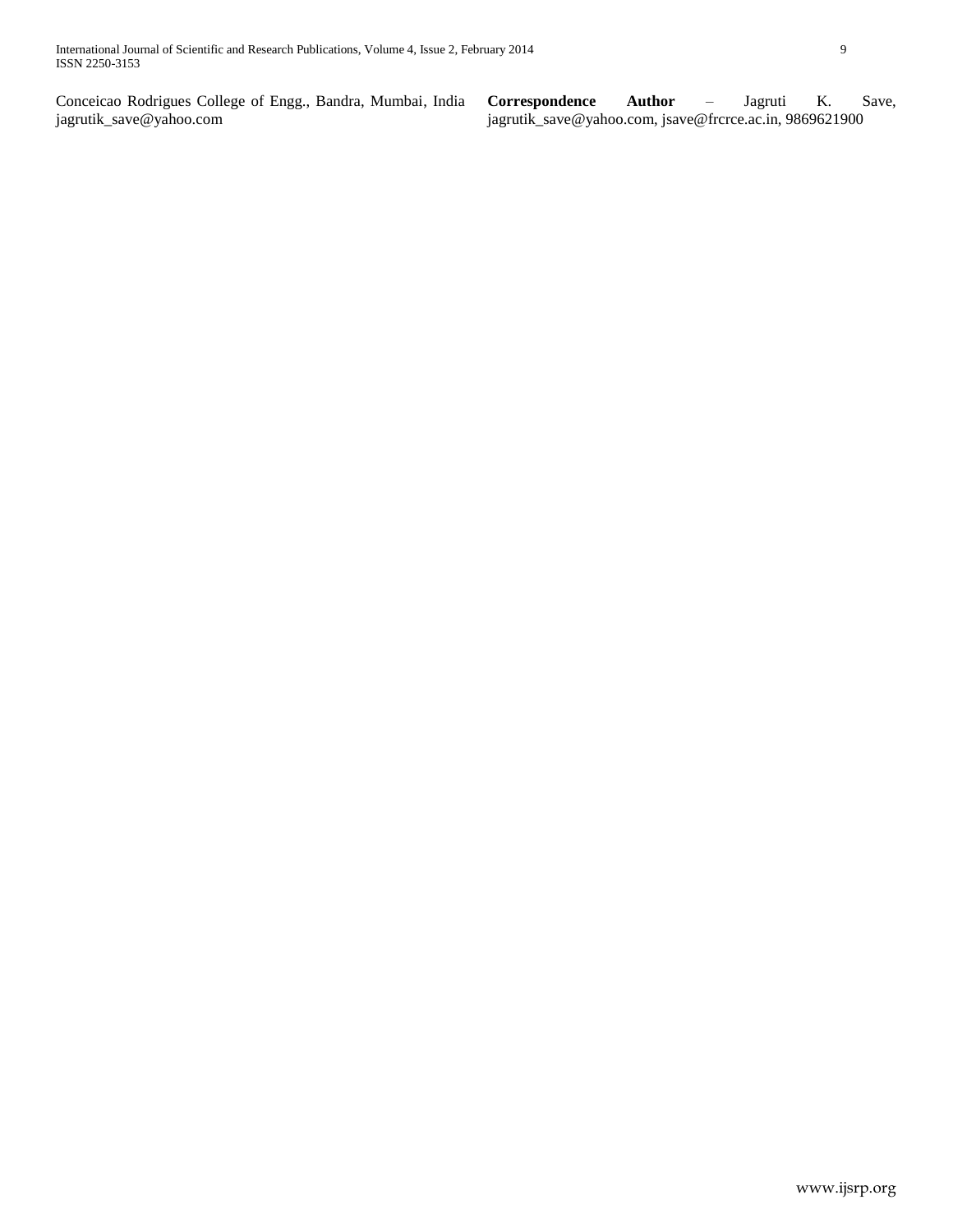Conceicao Rodrigues College of Engg., Bandra, Mumbai, India jagrutik_save@yahoo.com

**Correspondence Author** – Jagruti K. Save, jagrutik_save@yahoo.com, jsave@frcrce.ac.in, 9869621900